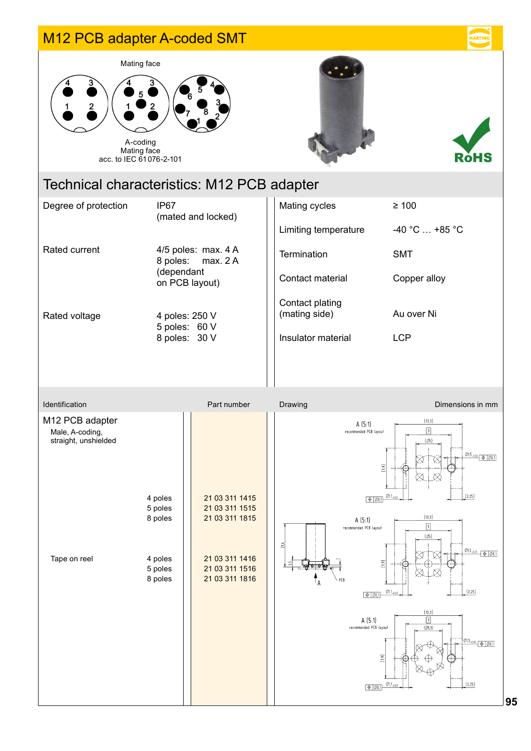# M12 PCB adapter A-coded SMT

Mating face

A-coding
Mating face
acc. to IEC 61076-2-101

RoHS

## Technical characteristics: M12 PCB adapter

| | | | |
|---|---|---|---|
| Degree of protection | IP67 (mated and locked) | Mating cycles | ≥ 100 |
| | | Limiting temperature | -40 °C … +85 °C |
| Rated current | 4/5 poles: max. 4 A<br>8 poles: max. 2 A<br>(dependant on PCB layout) | Termination | SMT |
| | | Contact material | Copper alloy |
| Rated voltage | 4 poles: 250 V<br>5 poles: 60 V<br>8 poles: 30 V | Contact plating (mating side) | Au over Ni |
| | | Insulator material | LCP |

| Identification | | Part number | Drawing |
|---|---|---|---|
| **M12 PCB adapter**<br>Male, A-coding, straight, unshielded | | | Dimensions in mm |
| | 4 poles | 21 03 311 1415 | |
| | 5 poles | 21 03 311 1515 | |
| | 8 poles | 21 03 311 1815 | |
| Tape on reel | 4 poles | 21 03 311 1416 | |
| | 5 poles | 21 03 311 1516 | |
| | 8 poles | 21 03 311 1816 | |

A (5:1)
recommended PCB layout
(13,3)
9
(Ø5)
Ø1,5₋₀,₀₃
Ø0,1
(7,9)
Ø1,1₋₀,₀₃
Ø0,1
(2,25)

21,4
3,5
1
A
PCB

A (5:1)
recommended PCB layout
(13,3)
9
(Ø5)
Ø1,5₋₀,₀₃
Ø0,1
(7,9)
Ø1,1₋₀,₀₃
Ø0,1
(2,25)

A (5:1)
recommended PCB layout
(13,3)
9
(Ø5,5)
Ø1,5₋₀,₀₃
Ø0,1
(7,9)
Ø1,1₋₀,₀₃
Ø0,1
(2,25)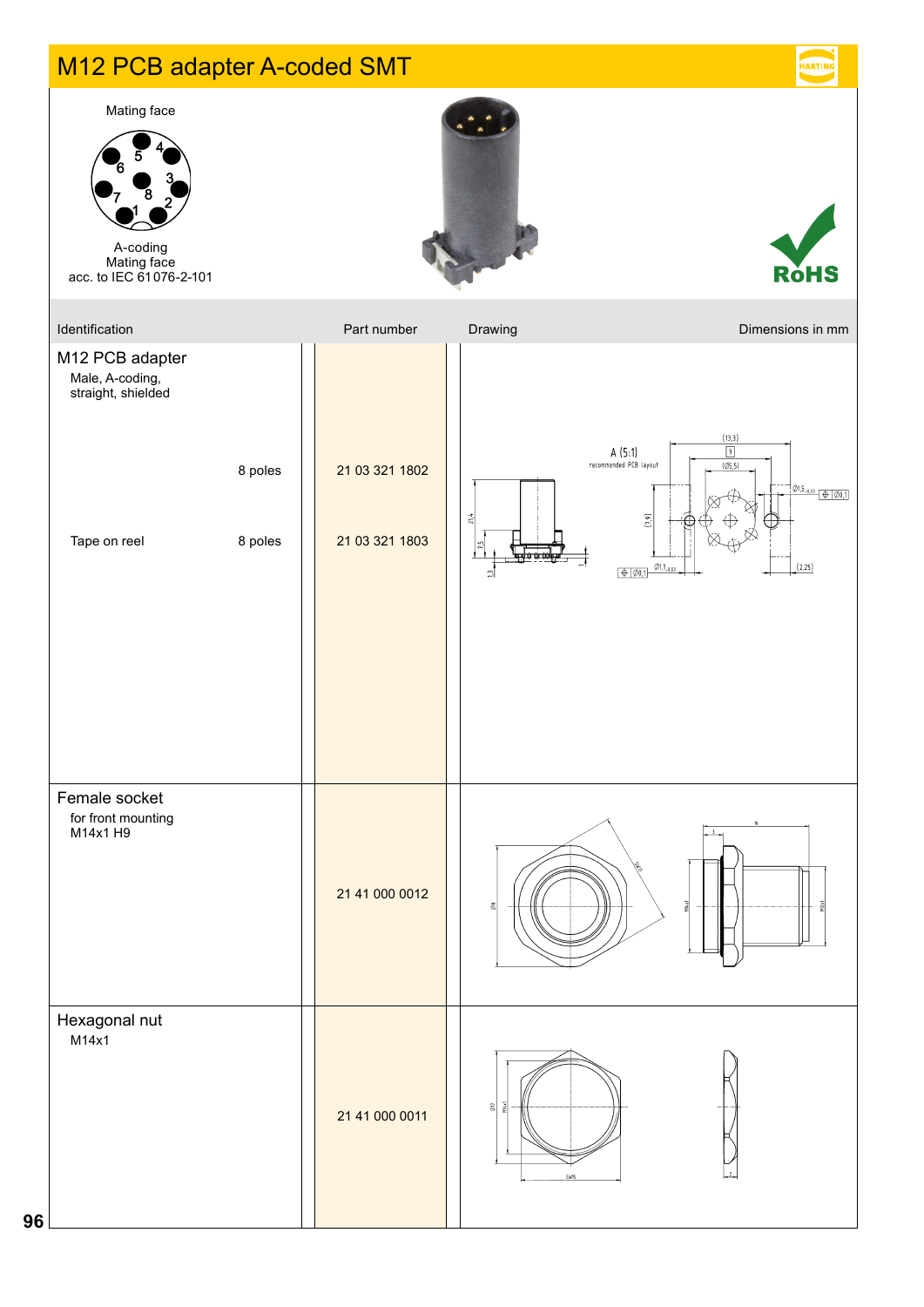# M12 PCB adapter A-coded SMT

Mating face

A-coding
Mating face
acc. to IEC 61076-2-101

| Identification | | Part number | Drawing | Dimensions in mm |
|---|---|---|---|---|
| **M12 PCB adapter**<br>Male, A-coding,<br>straight, shielded | | | | |
| | 8 poles | 21 03 321 1802 | | |
| Tape on reel | 8 poles | 21 03 321 1803 | | |
| **Female socket**<br>for front mounting<br>M14x1 H9 | | 21 41 000 0012 | | |
| **Hexagonal nut**<br>M14x1 | | 21 41 000 0011 | | |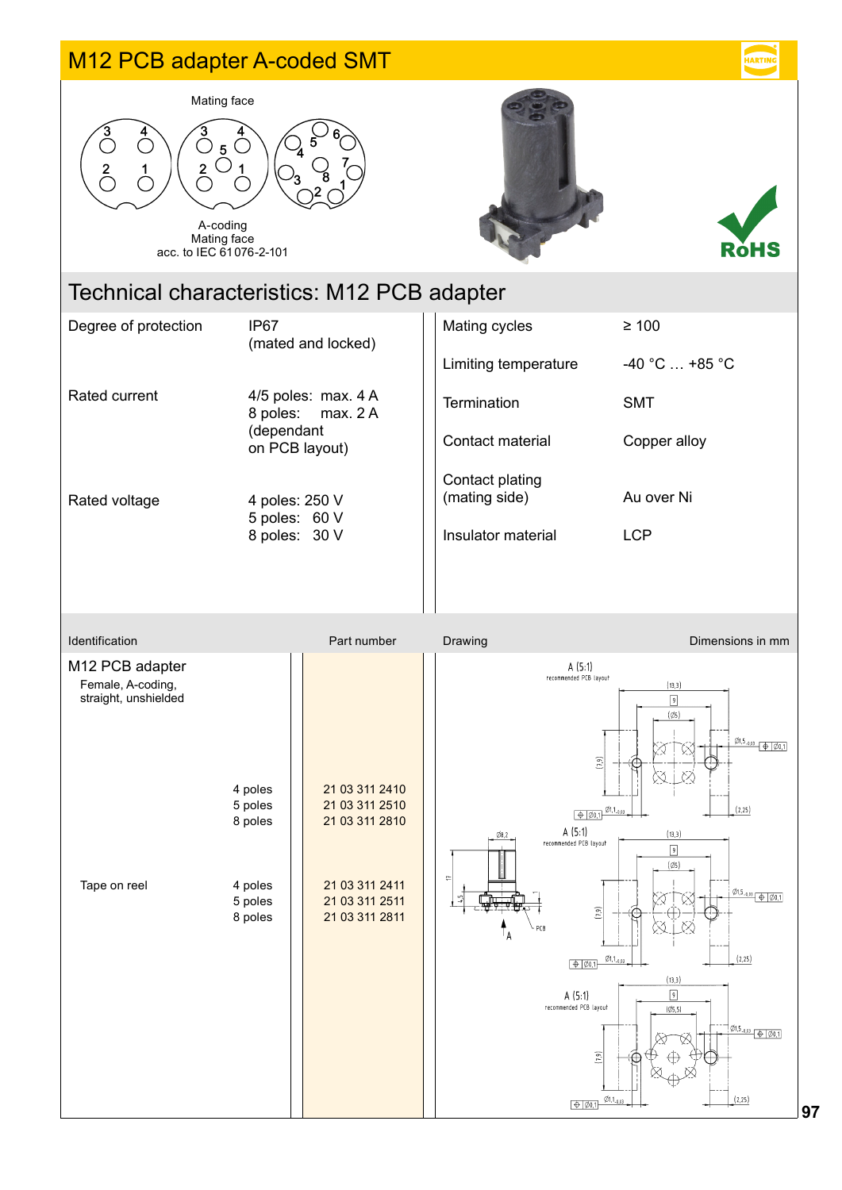# M12 PCB adapter A-coded SMT

Mating face

A-coding
Mating face
acc. to IEC 61076-2-101

## Technical characteristics: M12 PCB adapter

| | | | |
|---|---|---|---|
| Degree of protection | IP67 (mated and locked) | Mating cycles | ≥ 100 |
| Rated current | 4/5 poles: max. 4 A<br>8 poles: max. 2 A<br>(dependant on PCB layout) | Limiting temperature | -40 °C … +85 °C |
| Rated voltage | 4 poles: 250 V<br>5 poles: 60 V<br>8 poles: 30 V | Termination | SMT |
| | | Contact material | Copper alloy |
| | | Contact plating (mating side) | Au over Ni |
| | | Insulator material | LCP |

| Identification | | Part number | Drawing | Dimensions in mm |
|---|---|---|---|---|
| **M12 PCB adapter**<br>Female, A-coding, straight, unshielded | 4 poles | 21 03 311 2410 | | |
| | 5 poles | 21 03 311 2510 | | |
| | 8 poles | 21 03 311 2810 | | |
| Tape on reel | 4 poles | 21 03 311 2411 | | |
| | 5 poles | 21 03 311 2511 | | |
| | 8 poles | 21 03 311 2811 | | |

A (5:1)
recommended PCB layout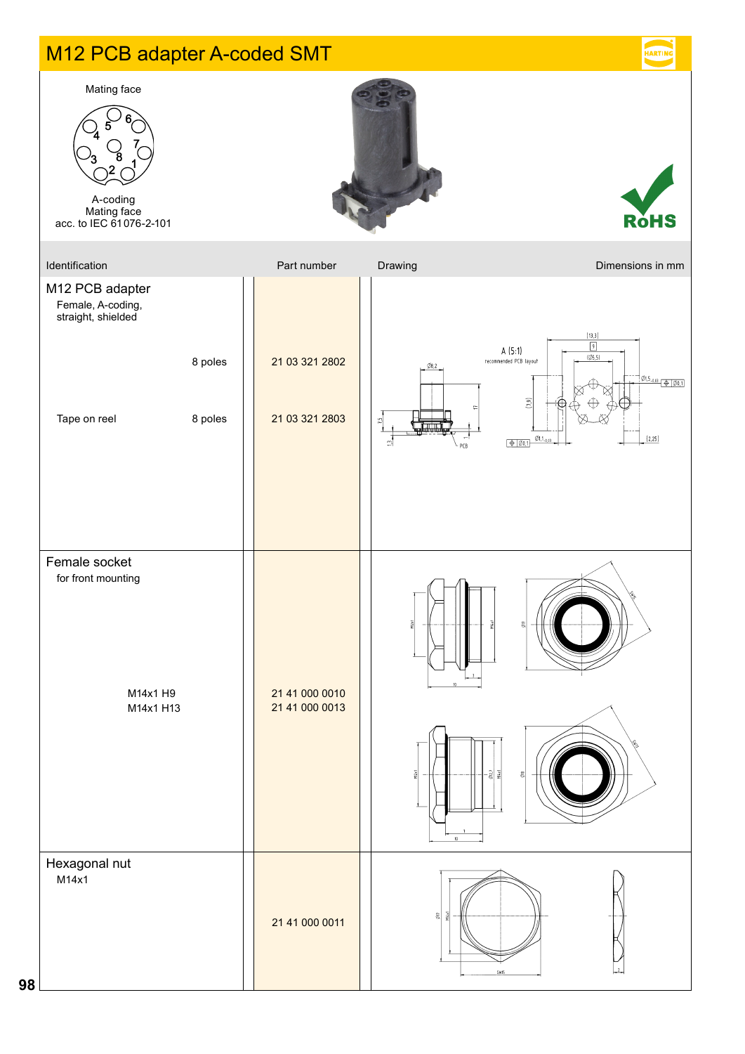# M12 PCB adapter A-coded SMT

Mating face

A-coding
Mating face
acc. to IEC 61076-2-101

RoHS

| Identification | | Part number | Drawing | Dimensions in mm |
|---|---|---|---|---|
| M12 PCB adapter<br>Female, A-coding, straight, shielded | | | | |
| | 8 poles | 21 03 321 2802 | | |
| Tape on reel | 8 poles | 21 03 321 2803 | | |
| Female socket<br>for front mounting | | | | |
| M14x1 H9<br>M14x1 H13 | | 21 41 000 0010<br>21 41 000 0013 | | |
| Hexagonal nut<br>M14x1 | | 21 41 000 0011 | | |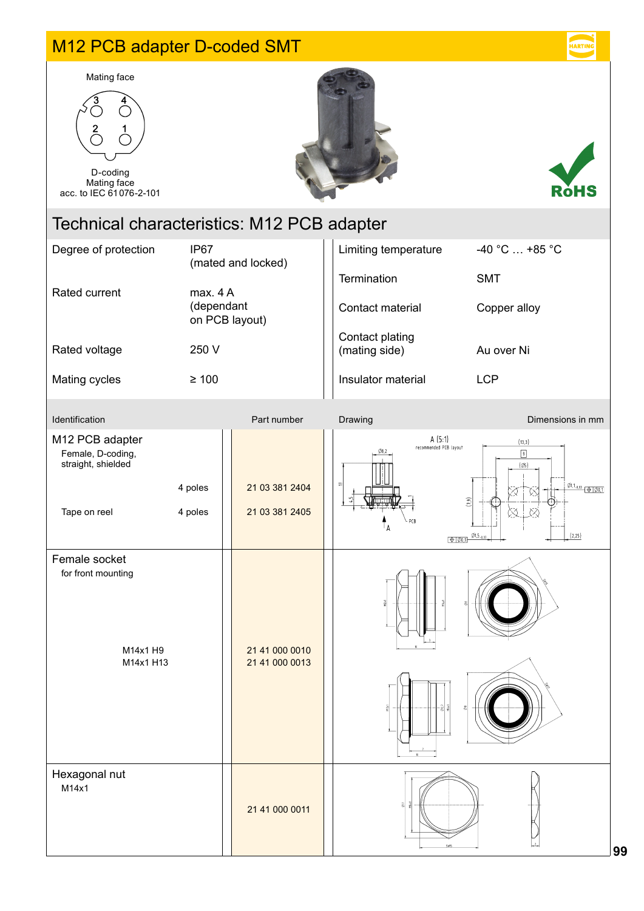# M12 PCB adapter D-coded SMT

Mating face

D-coding
Mating face
acc. to IEC 61076-2-101

## Technical characteristics: M12 PCB adapter

| | | | |
|---|---|---|---|
| Degree of protection | IP67 (mated and locked) | Limiting temperature | -40 °C … +85 °C |
| Rated current | max. 4 A (dependant on PCB layout) | Termination | SMT |
| Rated voltage | 250 V | Contact material | Copper alloy |
| Mating cycles | ≥ 100 | Contact plating (mating side) | Au over Ni |
| | | Insulator material | LCP |

| Identification | | Part number | Drawing | Dimensions in mm |
|---|---|---|---|---|
| **M12 PCB adapter** Female, D-coding, straight, shielded | 4 poles | 21 03 381 2404 | | |
| Tape on reel | 4 poles | 21 03 381 2405 | | |
| **Female socket** for front mounting | M14x1 H9 | 21 41 000 0010 | | |
| | M14x1 H13 | 21 41 000 0013 | | |
| **Hexagonal nut** M14x1 | | 21 41 000 0011 | | |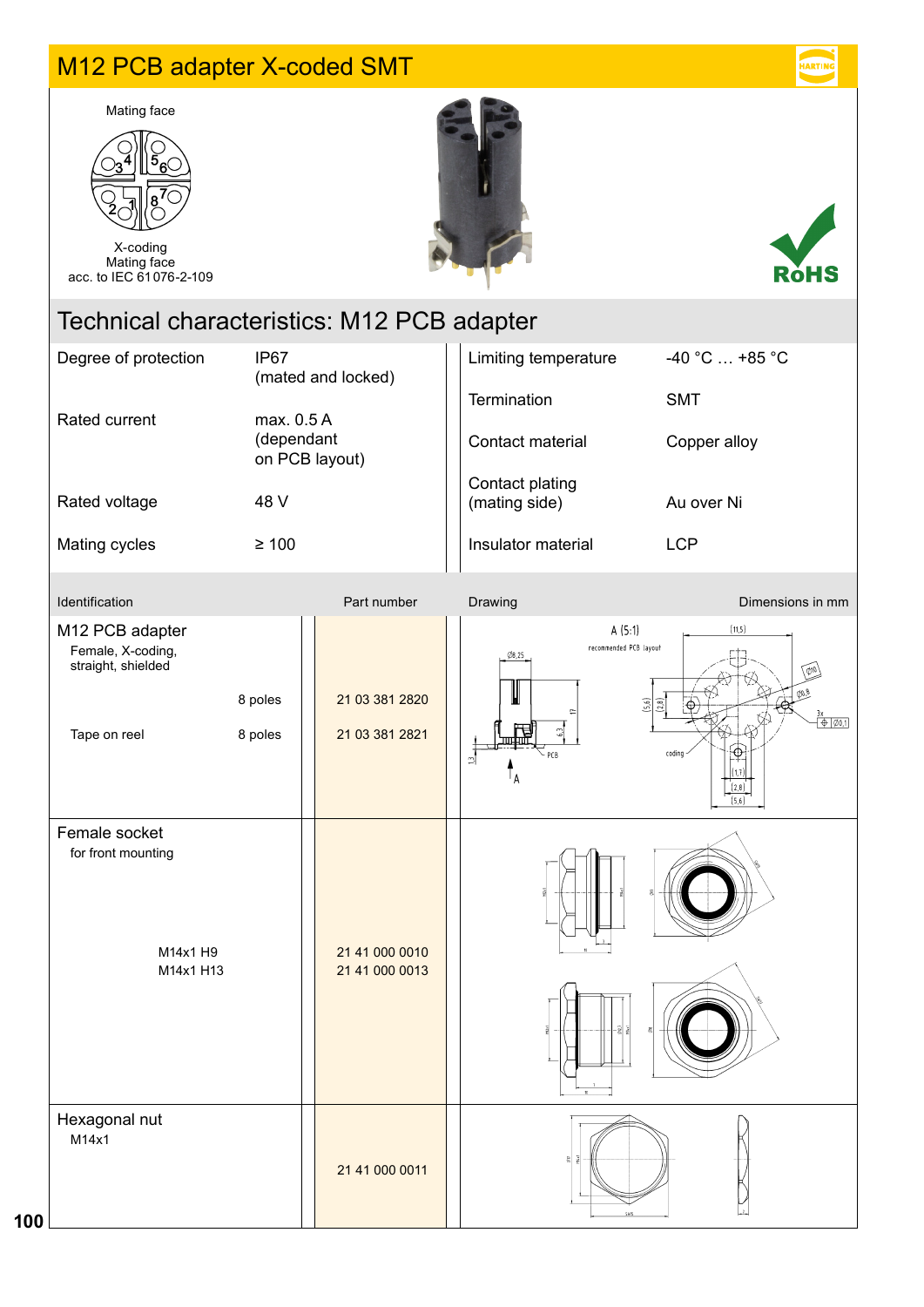# M12 PCB adapter X-coded SMT

Mating face

X-coding
Mating face
acc. to IEC 61076-2-109

RoHS

## Technical characteristics: M12 PCB adapter

| | | | |
|---|---|---|---|
| Degree of protection | IP67 (mated and locked) | Limiting temperature | -40 °C … +85 °C |
| Rated current | max. 0.5 A (dependant on PCB layout) | Termination | SMT |
| | | Contact material | Copper alloy |
| Rated voltage | 48 V | Contact plating (mating side) | Au over Ni |
| Mating cycles | ≥ 100 | Insulator material | LCP |

| Identification | | Part number | Drawing (Dimensions in mm) |
|---|---|---|---|
| **M12 PCB adapter** Female, X-coding, straight, shielded | 8 poles | 21 03 381 2820 | |
| Tape on reel | 8 poles | 21 03 381 2821 | |
| **Female socket** for front mounting | M14x1 H9 | 21 41 000 0010 | |
| | M14x1 H13 | 21 41 000 0013 | |
| **Hexagonal nut** M14x1 | | 21 41 000 0011 | |

A (5:1)
recommended PCB layout
Ø8,25
17
6,3
1,3
PCB
A
(11,5)
(5,6)
(2,8)
Ø10
Ø0,8
3x
Ø0,1
coding
(1,7)
(2,8)
(5,6)